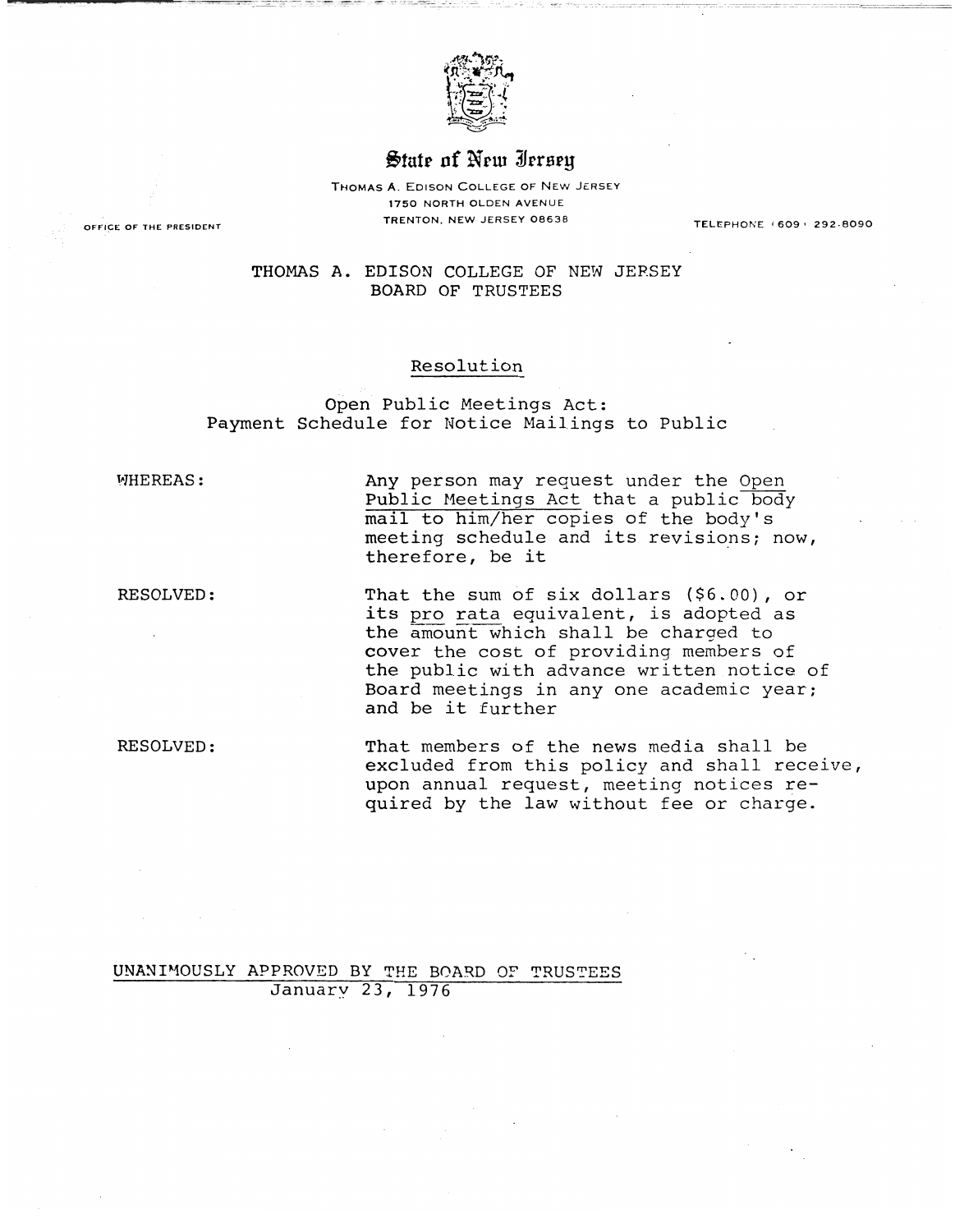State of New Jersey

THOMAS A. EDISON COLLEGE OF NEW JERSEY
1750 NORTH OLDEN AVENUE
TRENTON, NEW JERSEY 08638

OFFICE OF THE PRESIDENT

TELEPHONE (609) 292-8090

# THOMAS A. EDISON COLLEGE OF NEW JERSEY
## BOARD OF TRUSTEES

### Resolution

### Open Public Meetings Act: Payment Schedule for Notice Mailings to Public

WHEREAS: Any person may request under the Open Public Meetings Act that a public body mail to him/her copies of the body's meeting schedule and its revisions; now, therefore, be it

RESOLVED: That the sum of six dollars ($6.00), or its *pro rata* equivalent, is adopted as the amount which shall be charged to cover the cost of providing members of the public with advance written notice of Board meetings in any one academic year; and be it further

RESOLVED: That members of the news media shall be excluded from this policy and shall receive, upon annual request, meeting notices required by the law without fee or charge.

UNANIMOUSLY APPROVED BY THE BOARD OF TRUSTEES
January 23, 1976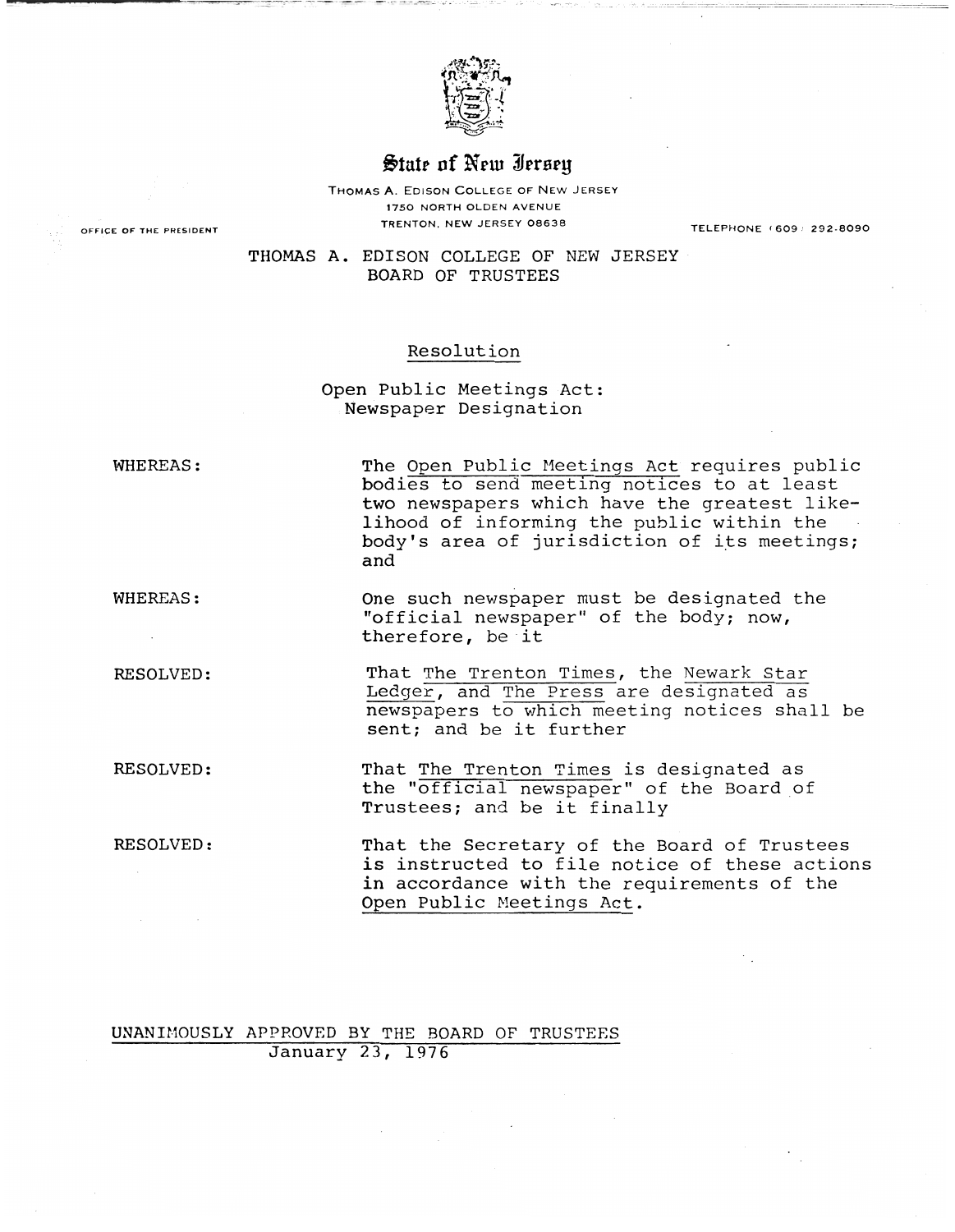# State of New Jersey

THOMAS A. EDISON COLLEGE OF NEW JERSEY
1750 NORTH OLDEN AVENUE
TRENTON, NEW JERSEY 08638

OFFICE OF THE PRESIDENT

TELEPHONE (609) 292-8090

## THOMAS A. EDISON COLLEGE OF NEW JERSEY BOARD OF TRUSTEES

### Resolution

### Open Public Meetings Act: Newspaper Designation

WHEREAS: The Open Public Meetings Act requires public bodies to send meeting notices to at least two newspapers which have the greatest likelihood of informing the public within the body's area of jurisdiction of its meetings; and

WHEREAS: One such newspaper must be designated the "official newspaper" of the body; now, therefore, be it

RESOLVED: That The Trenton Times, the Newark Star Ledger, and The Press are designated as newspapers to which meeting notices shall be sent; and be it further

RESOLVED: That The Trenton Times is designated as the "official newspaper" of the Board of Trustees; and be it finally

RESOLVED: That the Secretary of the Board of Trustees is instructed to file notice of these actions in accordance with the requirements of the Open Public Meetings Act.

UNANIMOUSLY APPROVED BY THE BOARD OF TRUSTEES
January 23, 1976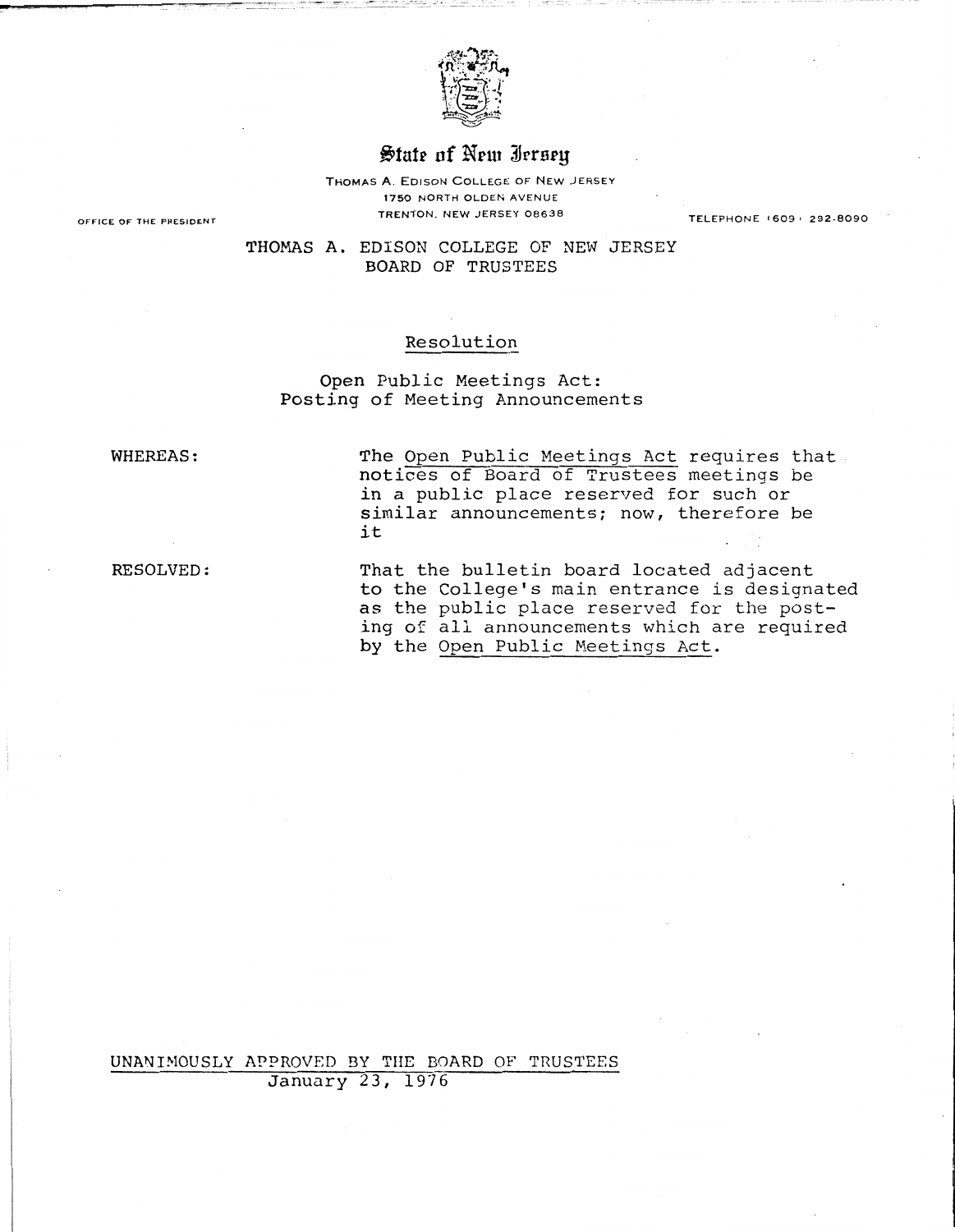State of New Jersey

THOMAS A. EDISON COLLEGE OF NEW JERSEY
1750 NORTH OLDEN AVENUE
TRENTON, NEW JERSEY 08638

OFFICE OF THE PRESIDENT

TELEPHONE (609) 292-8090

THOMAS A. EDISON COLLEGE OF NEW JERSEY
BOARD OF TRUSTEES

Resolution

Open Public Meetings Act:
Posting of Meeting Announcements

WHEREAS: The Open Public Meetings Act requires that notices of Board of Trustees meetings be in a public place reserved for such or similar announcements; now, therefore be it

RESOLVED: That the bulletin board located adjacent to the College's main entrance is designated as the public place reserved for the posting of all announcements which are required by the Open Public Meetings Act.

UNANIMOUSLY APPROVED BY THE BOARD OF TRUSTEES
January 23, 1976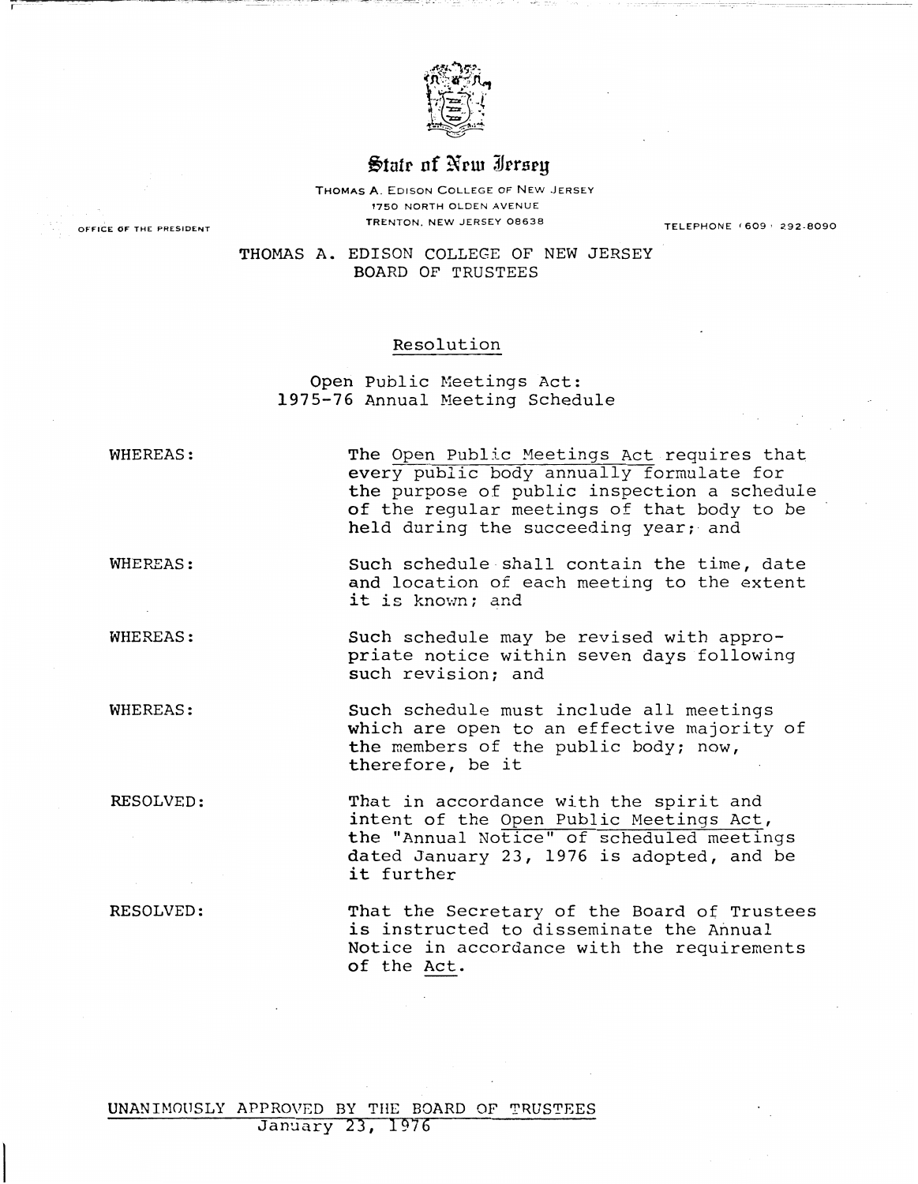State of New Jersey

THOMAS A. EDISON COLLEGE OF NEW JERSEY
1750 NORTH OLDEN AVENUE
TRENTON, NEW JERSEY 08638

OFFICE OF THE PRESIDENT

TELEPHONE (609) 292-8090

# THOMAS A. EDISON COLLEGE OF NEW JERSEY
# BOARD OF TRUSTEES

## Resolution

### Open Public Meetings Act: 1975-76 Annual Meeting Schedule

WHEREAS: The Open Public Meetings Act requires that every public body annually formulate for the purpose of public inspection a schedule of the regular meetings of that body to be held during the succeeding year; and

WHEREAS: Such schedule shall contain the time, date and location of each meeting to the extent it is known; and

WHEREAS: Such schedule may be revised with appropriate notice within seven days following such revision; and

WHEREAS: Such schedule must include all meetings which are open to an effective majority of the members of the public body; now, therefore, be it

RESOLVED: That in accordance with the spirit and intent of the Open Public Meetings Act, the "Annual Notice" of scheduled meetings dated January 23, 1976 is adopted, and be it further

RESOLVED: That the Secretary of the Board of Trustees is instructed to disseminate the Annual Notice in accordance with the requirements of the Act.

UNANIMOUSLY APPROVED BY THE BOARD OF TRUSTEES
January 23, 1976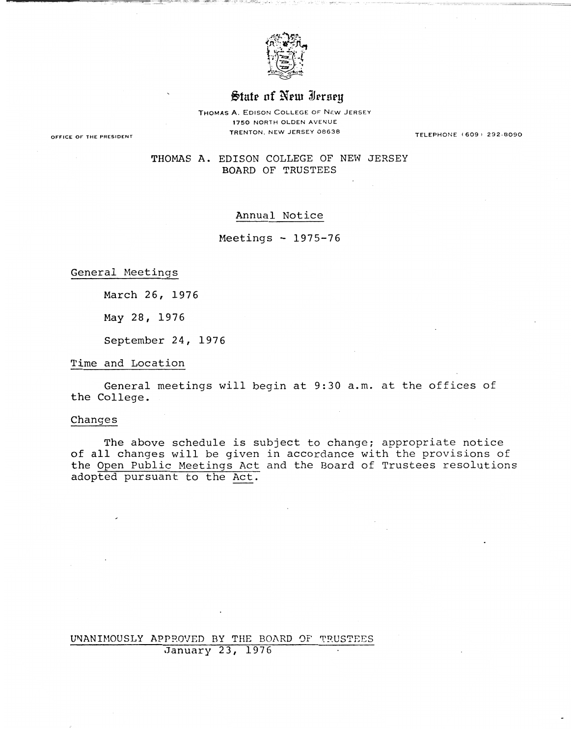# State of New Jersey

THOMAS A. EDISON COLLEGE OF NEW JERSEY
1750 NORTH OLDEN AVENUE
TRENTON, NEW JERSEY 08638

OFFICE OF THE PRESIDENT

TELEPHONE (609) 292-8090

## THOMAS A. EDISON COLLEGE OF NEW JERSEY BOARD OF TRUSTEES

### Annual Notice

### Meetings - 1975-76

General Meetings

March 26, 1976

May 28, 1976

September 24, 1976

Time and Location

General meetings will begin at 9:30 a.m. at the offices of the College.

Changes

The above schedule is subject to change; appropriate notice of all changes will be given in accordance with the provisions of the Open Public Meetings Act and the Board of Trustees resolutions adopted pursuant to the Act.

UNANIMOUSLY APPROVED BY THE BOARD OF TRUSTEES
January 23, 1976